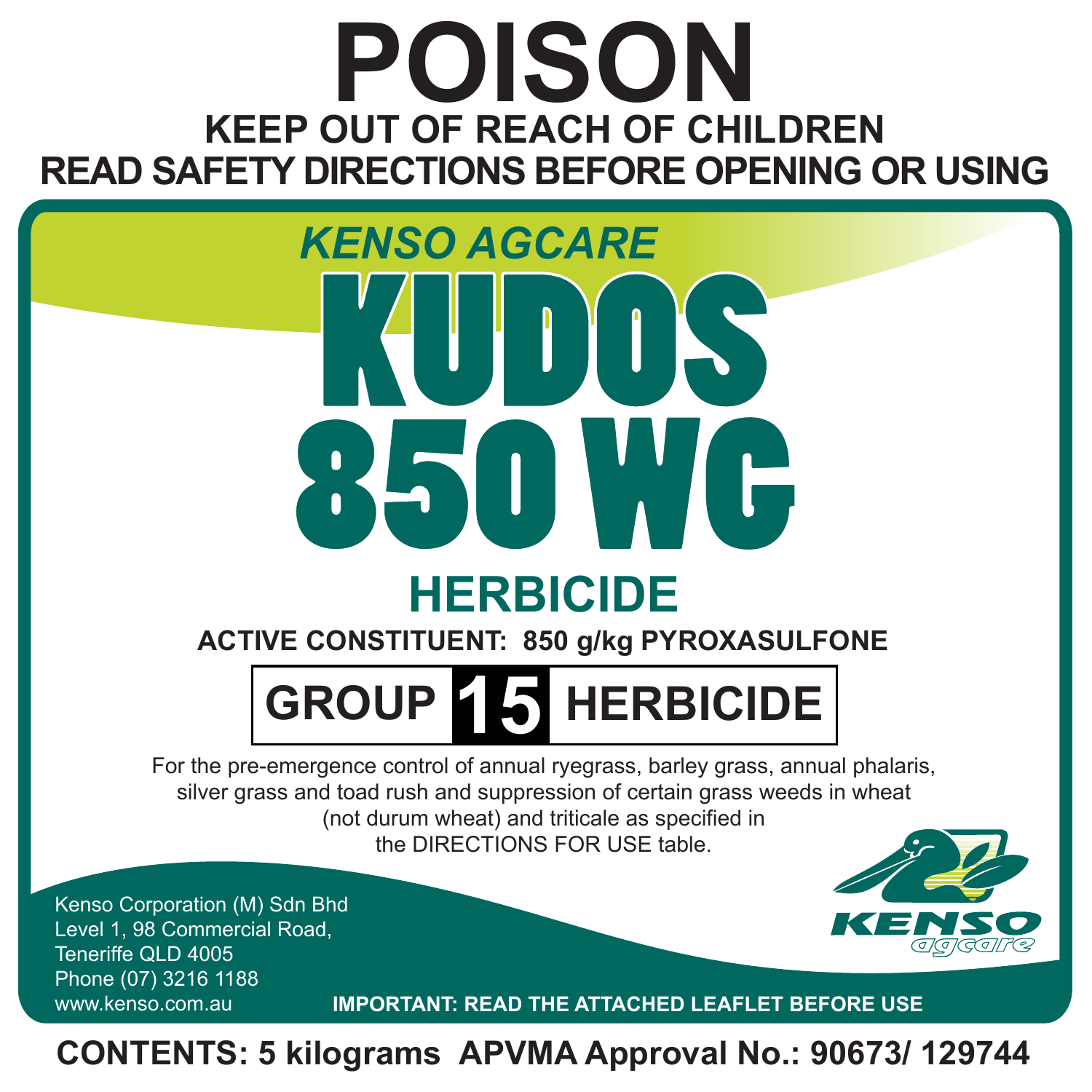# POISON

**KEEP OUT OF REACH OF CHILDREN**

**READ SAFETY DIRECTIONS BEFORE OPENING OR USING**

*KENSO AGCARE*

# KUDOS 850 WG

## HERBICIDE

**ACTIVE CONSTITUENT: 850 g/kg PYROXASULFONE**

**GROUP 15 HERBICIDE**

For the pre-emergence control of annual ryegrass, barley grass, annual phalaris, silver grass and toad rush and suppression of certain grass weeds in wheat (not durum wheat) and triticale as specified in the DIRECTIONS FOR USE table.

Kenso Corporation (M) Sdn Bhd
Level 1, 98 Commercial Road,
Teneriffe QLD 4005
Phone (07) 3216 1188
www.kenso.com.au

KENSO agcare

**IMPORTANT: READ THE ATTACHED LEAFLET BEFORE USE**

**CONTENTS: 5 kilograms APVMA Approval No.: 90673/ 129744**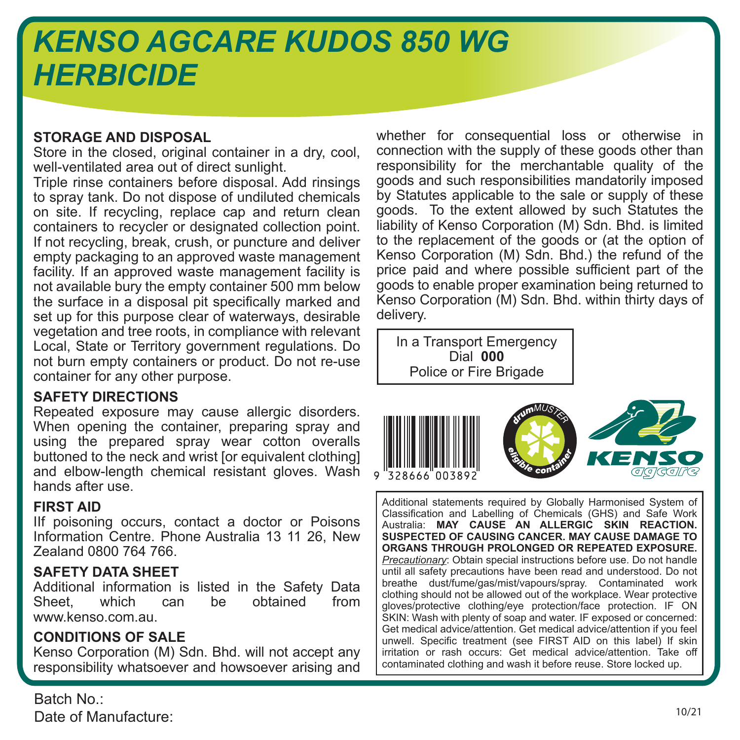# KENSO AGCARE KUDOS 850 WG HERBICIDE

## STORAGE AND DISPOSAL

Store in the closed, original container in a dry, cool, well-ventilated area out of direct sunlight.

Triple rinse containers before disposal. Add rinsings to spray tank. Do not dispose of undiluted chemicals on site. If recycling, replace cap and return clean containers to recycler or designated collection point. If not recycling, break, crush, or puncture and deliver empty packaging to an approved waste management facility. If an approved waste management facility is not available bury the empty container 500 mm below the surface in a disposal pit specifically marked and set up for this purpose clear of waterways, desirable vegetation and tree roots, in compliance with relevant Local, State or Territory government regulations. Do not burn empty containers or product. Do not re-use container for any other purpose.

## SAFETY DIRECTIONS

Repeated exposure may cause allergic disorders. When opening the container, preparing spray and using the prepared spray wear cotton overalls buttoned to the neck and wrist [or equivalent clothing] and elbow-length chemical resistant gloves. Wash hands after use.

## FIRST AID

IIf poisoning occurs, contact a doctor or Poisons Information Centre. Phone Australia 13 11 26, New Zealand 0800 764 766.

## SAFETY DATA SHEET

Additional information is listed in the Safety Data Sheet, which can be obtained from www.kenso.com.au.

## CONDITIONS OF SALE

Kenso Corporation (M) Sdn. Bhd. will not accept any responsibility whatsoever and howsoever arising and whether for consequential loss or otherwise in connection with the supply of these goods other than responsibility for the merchantable quality of the goods and such responsibilities mandatorily imposed by Statutes applicable to the sale or supply of these goods. To the extent allowed by such Statutes the liability of Kenso Corporation (M) Sdn. Bhd. is limited to the replacement of the goods or (at the option of Kenso Corporation (M) Sdn. Bhd.) the refund of the price paid and where possible sufficient part of the goods to enable proper examination being returned to Kenso Corporation (M) Sdn. Bhd. within thirty days of delivery.

In a Transport Emergency
Dial **000**
Police or Fire Brigade

9 328666 003892

drumMUSTER eligible container

KENSO agcare

Additional statements required by Globally Harmonised System of Classification and Labelling of Chemicals (GHS) and Safe Work Australia: **MAY CAUSE AN ALLERGIC SKIN REACTION. SUSPECTED OF CAUSING CANCER. MAY CAUSE DAMAGE TO ORGANS THROUGH PROLONGED OR REPEATED EXPOSURE.**
*Precautionary*: Obtain special instructions before use. Do not handle until all safety precautions have been read and understood. Do not breathe dust/fume/gas/mist/vapours/spray. Contaminated work clothing should not be allowed out of the workplace. Wear protective gloves/protective clothing/eye protection/face protection. IF ON SKIN: Wash with plenty of soap and water. IF exposed or concerned: Get medical advice/attention. Get medical advice/attention if you feel unwell. Specific treatment (see FIRST AID on this label) If skin irritation or rash occurs: Get medical advice/attention. Take off contaminated clothing and wash it before reuse. Store locked up.

Batch No.:
Date of Manufacture:

10/21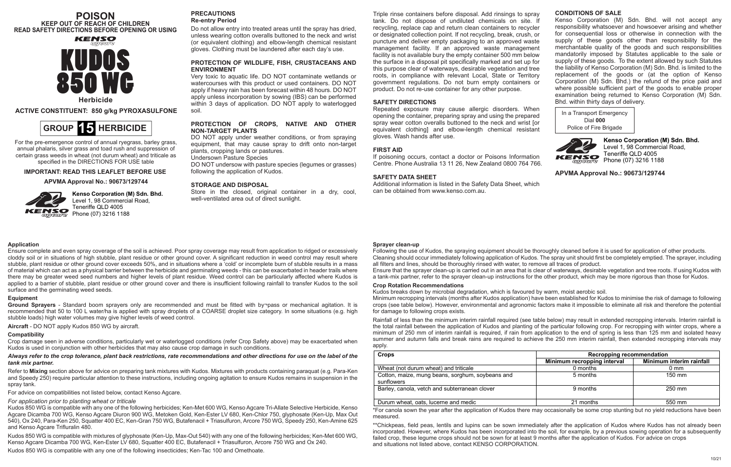# POISON

**KEEP OUT OF REACH OF CHILDREN**

**READ SAFETY DIRECTIONS BEFORE OPENING OR USING**

KENSO agcare

# KUDOS 850 WG

**Herbicide**

**ACTIVE CONSTITUENT: 850 g/kg PYROXASULFONE**

**GROUP 15 HERBICIDE**

For the pre-emergence control of annual ryegrass, barley grass, annual phalaris, silver grass and toad rush and suppression of certain grass weeds in wheat (not durum wheat) and triticale as specified in the DIRECTIONS FOR USE table

**IMPORTANT: READ THIS LEAFLET BEFORE USE**

**APVMA Approval No.: 90673/129744**

**Kenso Corporation (M) Sdn. Bhd.**
Level 1, 98 Commercial Road,
Teneriffe QLD 4005
Phone (07) 3216 1188

## PRECAUTIONS

### Re-entry Period

Do not allow entry into treated areas until the spray has dried, unless wearing cotton overalls buttoned to the neck and wrist (or equivalent clothing) and elbow-length chemical resistant gloves. Clothing must be laundered after each day's use.

### PROTECTION OF WILDLIFE, FISH, CRUSTACEANS AND ENVIRONMENT

Very toxic to aquatic life. DO NOT contaminate wetlands or watercourses with this product or used containers. DO NOT apply if heavy rain has been forecast within 48 hours. DO NOT apply unless incorporation by sowing (IBS) can be performed within 3 days of application. DO NOT apply to waterlogged soil.

### PROTECTION OF CROPS, NATIVE AND OTHER NON-TARGET PLANTS

DO NOT apply under weather conditions, or from spraying equipment, that may cause spray to drift onto non-target plants, cropping lands or pastures.

Undersown Pasture Species

DO NOT undersow with pasture species (legumes or grasses) following the application of Kudos.

### STORAGE AND DISPOSAL

Store in the closed, original container in a dry, cool, well-ventilated area out of direct sunlight.

Triple rinse containers before disposal. Add rinsings to spray tank. Do not dispose of undiluted chemicals on site. If recycling, replace cap and return clean containers to recycler or designated collection point. If not recycling, break, crush, or puncture and deliver empty packaging to an approved waste management facility. If an approved waste management facility is not available bury the empty container 500 mm below the surface in a disposal pit specifically marked and set up for this purpose clear of waterways, desirable vegetation and tree roots, in compliance with relevant Local, State or Territory government regulations. Do not burn empty containers or product. Do not re-use container for any other purpose.

### SAFETY DIRECTIONS

Repeated exposure may cause allergic disorders. When opening the container, preparing spray and using the prepared spray wear cotton overalls buttoned to the neck and wrist [or equivalent clothing] and elbow-length chemical resistant gloves. Wash hands after use.

### FIRST AID

If poisoning occurs, contact a doctor or Poisons Information Centre. Phone Australia 13 11 26, New Zealand 0800 764 766.

### SAFETY DATA SHEET

Additional information is listed in the Safety Data Sheet, which can be obtained from www.kenso.com.au.

### CONDITIONS OF SALE

Kenso Corporation (M) Sdn. Bhd. will not accept any responsibility whatsoever and howsoever arising and whether for consequential loss or otherwise in connection with the supply of these goods other than responsibility for the merchantable quality of the goods and such responsibilities mandatorily imposed by Statutes applicable to the sale or supply of these goods. To the extent allowed by such Statutes the liability of Kenso Corporation (M) Sdn. Bhd. is limited to the replacement of the goods or (at the option of Kenso Corporation (M) Sdn. Bhd.) the refund of the price paid and where possible sufficient part of the goods to enable proper examination being returned to Kenso Corporation (M) Sdn. Bhd. within thirty days of delivery.

In a Transport Emergency
Dial **000**
Police of Fire Brigade

**Kenso Corporation (M) Sdn. Bhd.**
Level 1, 98 Commercial Road,
Teneriffe QLD 4005
Phone (07) 3216 1188

**APVMA Approval No.: 90673/129744**

### Application

Ensure complete and even spray coverage of the soil is achieved. Poor spray coverage may result from application to ridged or excessively cloddy soil or in situations of high stubble, plant residue or other ground cover. A significant reduction in weed control may result where stubble, plant residue or other ground cover exceeds 50%, and in situations where a 'cold' or incomplete burn of stubble results in a mass of material which can act as a physical barrier between the herbicide and germinating weeds - this can be exacerbated in header trails where there may be greater weed seed numbers and higher levels of plant residue. Weed control can be particularly affected where Kudos is applied to a barrier of stubble, plant residue or other ground cover and there is insufficient following rainfall to transfer Kudos to the soil surface and the germinating weed seeds.

### Equipment

**Ground Sprayers** - Standard boom sprayers only are recommended and must be fitted with by¬pass or mechanical agitation. It is recommended that 50 to 100 L water/ha is applied with spray droplets of a COARSE droplet size category. In some situations (e.g. high stubble loads) high water volumes may give higher levels of weed control.

**Aircraft** - DO NOT apply Kudos 850 WG by aircraft.

### Compatibility

Crop damage seen in adverse conditions, particularly wet or waterlogged conditions (refer Crop Safety above) may be exacerbated when Kudos is used in conjunction with other herbicides that may also cause crop damage in such conditions.

***Always refer to the crop tolerance, plant back restrictions, rate recommendations and other directions for use on the label of the tank mix partner.***

Refer to **Mixing** section above for advice on preparing tank mixtures with Kudos. Mixtures with products containing paraquat (e.g. Para-Ken and Speedy 250) require particular attention to these instructions, including ongoing agitation to ensure Kudos remains in suspension in the spray tank.

For advice on compatibilities not listed below, contact Kenso Agcare.

*For application prior to planting wheat or triticale*

Kudos 850 WG is compatible with any one of the following herbicides; Ken-Met 600 WG, Kenso Agcare Tri-Allate Selective Herbicide, Kenso Agcare Dicamba 700 WG, Kenso Agcare Diuron 900 WG, Metoken Gold, Ken-Ester LV 680, Ken-Chlor 750, glyphosate (Ken-Up, Max Out 540), Ox 240, Para-Ken 250, Squatter 400 EC, Ken-Gran 750 WG, Butafenacil + Triasulfuron, Arcore 750 WG, Speedy 250, Ken-Amine 625 and Kenso Agcare Trifluralin 480.

Kudos 850 WG is compatible with mixtures of glyphosate (Ken-Up, Max-Out 540) with any one of the following herbicides; Ken-Met 600 WG, Kenso Agcare Dicamba 700 WG, Ken-Ester LV 680, Squatter 400 EC, Butafenacil + Triasulfuron, Arcore 750 WG and Ox 240.

Kudos 850 WG is compatible with any one of the following insecticides; Ken-Tac 100 and Omethoate.

### Sprayer clean-up

Following the use of Kudos, the spraying equipment should be thoroughly cleaned before it is used for application of other products. Cleaning should occur immediately following application of Kudos. The spray unit should first be completely emptied. The sprayer, including all filters and lines, should be thoroughly rinsed with water, to remove all traces of product.

Ensure that the sprayer clean-up is carried out in an area that is clear of waterways, desirable vegetation and tree roots. If using Kudos with a tank-mix partner, refer to the sprayer clean-up instructions for the other product, which may be more rigorous than those for Kudos.

### Crop Rotation Recommendations

Kudos breaks down by microbial degradation, which is favoured by warm, moist aerobic soil.

Minimum recropping intervals (months after Kudos application) have been established for Kudos to minimise the risk of damage to following crops (see table below). However, environmental and agronomic factors make it impossible to eliminate all risk and therefore the potential for damage to following crops exists.

Rainfall of less than the minimum interim rainfall required (see table below) may result in extended recropping intervals. Interim rainfall is the total rainfall between the application of Kudos and planting of the particular following crop. For recropping with winter crops, where a minimum of 250 mm of interim rainfall is required, if rain from application to the end of spring is less than 125 mm and isolated heavy summer and autumn falls and break rains are required to achieve the 250 mm interim rainfall, then extended recropping intervals may apply.

| Crops | Recropping recommendation | |
|---|---|---|
| | Minimum recropping interval | Minimum interim rainfall |
| Wheat (not durum wheat) and triticale | 0 months | 0 mm |
| Cotton, maize, mung beans, sorghum, soybeans and sunflowers | 5 months | 150 mm |
| Barley, canola, vetch and subterranean clover | 9 months | 250 mm |
| Durum wheat, oats, lucerne and medic | 21 months | 550 mm |

*For canola sown the year after the application of Kudos there may occasionally be some crop stunting but no yield reductions have been measured.

**Chickpeas, field peas, lentils and lupins can be sown immediately after the application of Kudos where Kudos has not already been incorporated. However, where Kudos has been incorporated into the soil, for example, by a previous sowing operation for a subsequently failed crop, these legume crops should not be sown for at least 9 months after the application of Kudos. For advice on crops and situations not listed above, contact KENSO CORPORATION.

10/21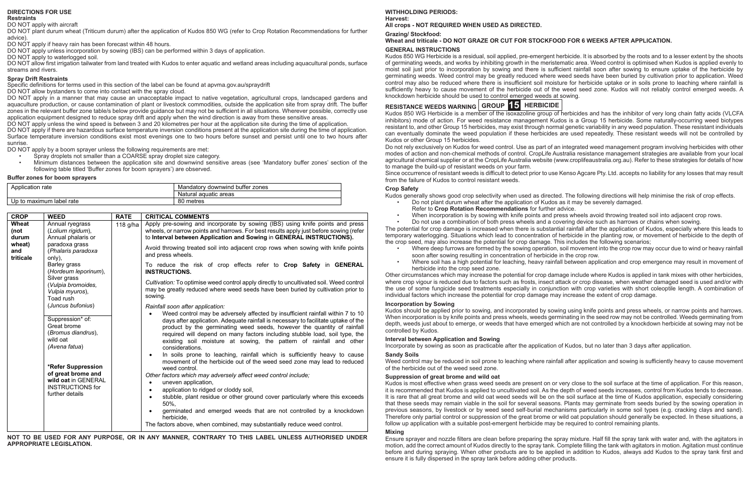# DIRECTIONS FOR USE

## Restraints

DO NOT apply with aircraft

DO NOT plant durum wheat (Triticum durum) after the application of Kudos 850 WG (refer to Crop Rotation Recommendations for further advice).

DO NOT apply if heavy rain has been forecast within 48 hours.

DO NOT apply unless incorporation by sowing (IBS) can be performed within 3 days of application.

DO NOT apply to waterlogged soil.

DO NOT allow first irrigation tailwater from land treated with Kudos to enter aquatic and wetland areas including aquacultural ponds, surface streams and rivers.

## Spray Drift Restraints

Specific definitions for terms used in this section of the label can be found at apvma.gov.au/spraydrift

DO NOT allow bystanders to come into contact with the spray cloud.

DO NOT apply in a manner that may cause an unacceptable impact to native vegetation, agricultural crops, landscaped gardens and aquaculture production, or cause contamination of plant or livestock commodities, outside the application site from spray drift. The buffer zones in the relevant buffer zone table/s below provide guidance but may not be sufficient in all situations. Wherever possible, correctly use application equipment designed to reduce spray drift and apply when the wind direction is away from these sensitive areas.

DO NOT apply unless the wind speed is between 3 and 20 kilometres per hour at the application site during the time of application.

DO NOT apply if there are hazardous surface temperature inversion conditions present at the application site during the time of application. Surface temperature inversion conditions exist most evenings one to two hours before sunset and persist until one to two hours after sunrise.

DO NOT apply by a boom sprayer unless the following requirements are met:

- Spray droplets not smaller than a COARSE spray droplet size category.
- Minimum distances between the application site and downwind sensitive areas (see 'Mandatory buffer zones' section of the following table titled 'Buffer zones for boom sprayers') are observed.

## Buffer zones for boom sprayers

| Application rate | Mandatory downwind buffer zones |
|---|---|
| | Natural aquatic areas |
| Up to maximum label rate | 80 metres |

| CROP | WEED | RATE | CRITICAL COMMENTS |
|---|---|---|---|
| **Wheat (not durum wheat) and triticale** | Annual ryegrass (*Lolium rigidum*), Annual phalaris or paradoxa grass (*Phalaris paradoxa* only), Barley grass (*Hordeum leporinum*), Silver grass (*Vulpia bromoides, Vulpia myuros*), Toad rush (*Juncus bufonius*)<br><br>Suppression* of: Great brome (*Bromus diandrus*), wild oat (*Avena fatua*)<br><br>**\*Refer Suppression of great brome and wild oat in GENERAL INSTRUCTIONS for further details** | 118 g/ha | Apply pre-sowing and incorporate by sowing (IBS) using knife points and press wheels, or narrow points and harrows. For best results apply just before sowing (refer to **Interval between Application and Sowing** in **GENERAL INSTRUCTIONS).**<br><br>Avoid throwing treated soil into adjacent crop rows when sowing with knife points and press wheels.<br><br>To reduce the risk of crop effects refer to **Crop Safety** in **GENERAL INSTRUCTIONS.**<br><br>*Cultivation:* To optimise weed control apply directly to uncultivated soil. Weed control may be greatly reduced where weed seeds have been buried by cultivation prior to sowing.<br><br>*Rainfall soon after application:*<br>• Weed control may be adversely affected by insufficient rainfall within 7 to 10 days after application. Adequate rainfall is necessary to facilitate uptake of the product by the germinating weed seeds, however the quantity of rainfall required will depend on many factors including stubble load, soil type, the existing soil moisture at sowing, the pattern of rainfall and other considerations.<br>• In soils prone to leaching, rainfall which is sufficiently heavy to cause movement of the herbicide out of the weed seed zone may lead to reduced weed control.<br><br>*Other factors which may adversely affect weed control include;*<br>• uneven application,<br>• application to ridged or cloddy soil,<br>• stubble, plant residue or other ground cover particularly where this exceeds 50%,<br>• germinated and emerged weeds that are not controlled by a knockdown herbicide,<br><br>The factors above, when combined, may substantially reduce weed control. |

**NOT TO BE USED FOR ANY PURPOSE, OR IN ANY MANNER, CONTRARY TO THIS LABEL UNLESS AUTHORISED UNDER APPROPRIATE LEGISLATION.**

## WITHHOLDING PERIODS:

**Harvest:**

**All crops - NOT REQUIRED WHEN USED AS DIRECTED.**

**Grazing/ Stockfood:**

**Wheat and triticale - DO NOT GRAZE OR CUT FOR STOCKFOOD FOR 6 WEEKS AFTER APPLICATION.**

## GENERAL INSTRUCTIONS

Kudos 850 WG Herbicide is a residual, soil applied, pre-emergent herbicide. It is absorbed by the roots and to a lesser extent by the shoots of germinating weeds, and works by inhibiting growth in the meristematic area. Weed control is optimised when Kudos is applied evenly to moist soil just prior to incorporation by sowing and there is sufficient rainfall soon after sowing to ensure uptake of the herbicide by germinating weeds. Weed control may be greatly reduced where weed seeds have been buried by cultivation prior to application. Weed control may also be reduced where there is insufficient soil moisture for herbicide uptake or in soils prone to leaching where rainfall is sufficiently heavy to cause movement of the herbicide out of the weed seed zone. Kudos will not reliably control emerged weeds. A knockdown herbicide should be used to control emerged weeds at sowing.

## RESISTANCE WEEDS WARNING GROUP 15 HERBICIDE

Kudos 850 WG Herbicide is a member of the isoxazoline group of herbicides and has the inhibitor of very long chain fatty acids (VLCFA inhibitors) mode of action. For weed resistance management Kudos is a Group 15 herbicide. Some naturally-occurring weed biotypes resistant to, and other Group 15 herbicides, may exist through normal genetic variability in any weed population. These resistant individuals can eventually dominate the weed population if these herbicides are used repeatedly. These resistant weeds will not be controlled by Kudos or other Group 15 herbicides.

Do not rely exclusively on Kudos for weed control. Use as part of an integrated weed management program involving herbicides with other modes of action and non-chemical methods of control. CropLife Australia resistance management strategies are available from your local agricultural chemical supplier or at the CropLife Australia website (www.croplifeaustralia.org.au). Refer to these strategies for details of how to manage the build-up of resistant weeds on your farm.

Since occurrence of resistant weeds is difficult to detect prior to use Kenso Agcare Pty. Ltd. accepts no liability for any losses that may result from the failure of Kudos to control resistant weeds.

### Crop Safety

Kudos generally shows good crop selectivity when used as directed. The following directions will help minimise the risk of crop effects.

- Do not plant durum wheat after the application of Kudos as it may be severely damaged. Refer to **Crop Rotation Recommendations** for further advice.
- When incorporation is by sowing with knife points and press wheels avoid throwing treated soil into adjacent crop rows.
- Do not use a combination of both press wheels and a covering device such as harrows or chains when sowing.

The potential for crop damage is increased when there is substantial rainfall after the application of Kudos, especially where this leads to temporary waterlogging. Situations which lead to concentration of herbicide in the planting row, or movement of herbicide to the depth of the crop seed, may also increase the potential for crop damage. This includes the following scenarios;

- Where deep furrows are formed by the sowing operation, soil movement into the crop row may occur due to wind or heavy rainfall soon after sowing resulting in concentration of herbicide in the crop row.
- Where soil has a high potential for leaching, heavy rainfall between application and crop emergence may result in movement of herbicide into the crop seed zone.

Other circumstances which may increase the potential for crop damage include where Kudos is applied in tank mixes with other herbicides, where crop vigour is reduced due to factors such as frosts, insect attack or crop disease, when weather damaged seed is used and/or with the use of some fungicide seed treatments especially in conjunction with crop varieties with short coleoptile length. A combination of individual factors which increase the potential for crop damage may increase the extent of crop damage.

### Incorporation by Sowing

Kudos should be applied prior to sowing, and incorporated by sowing using knife points and press wheels, or narrow points and harrows. When incorporation is by knife points and press wheels, weeds germinating in the seed row may not be controlled. Weeds germinating from depth, weeds just about to emerge, or weeds that have emerged which are not controlled by a knockdown herbicide at sowing may not be controlled by Kudos.

### Interval between Application and Sowing

Incorporate by sowing as soon as practicable after the application of Kudos, but no later than 3 days after application.

### Sandy Soils

Weed control may be reduced in soil prone to leaching where rainfall after application and sowing is sufficiently heavy to cause movement of the herbicide out of the weed seed zone.

### Suppression of great brome and wild oat

Kudos is most effective when grass weed seeds are present on or very close to the soil surface at the time of application. For this reason, it is recommended that Kudos is applied to uncultivated soil. As the depth of weed seeds increases, control from Kudos tends to decrease. It is rare that all great brome and wild oat weed seeds will be on the soil surface at the time of Kudos application, especially considering that these seeds may remain viable in the soil for several seasons. Plants may germinate from seeds buried by the sowing operation in previous seasons, by livestock or by weed seed self-burial mechanisms particularly in some soil types (e.g. cracking clays and sand). Therefore only partial control or suppression of the great brome or wild oat population should generally be expected. In these situations, a follow up application with a suitable post-emergent herbicide may be required to control remaining plants.

### Mixing

Ensure sprayer and nozzle filters are clean before preparing the spray mixture. Half fill the spray tank with water and, with the agitators in motion, add the correct amount of Kudos directly to the spray tank. Complete filling the tank with agitators in motion. Agitation must continue before and during spraying. When other products are to be applied in addition to Kudos, always add Kudos to the spray tank first and ensure it is fully dispersed in the spray tank before adding other products.